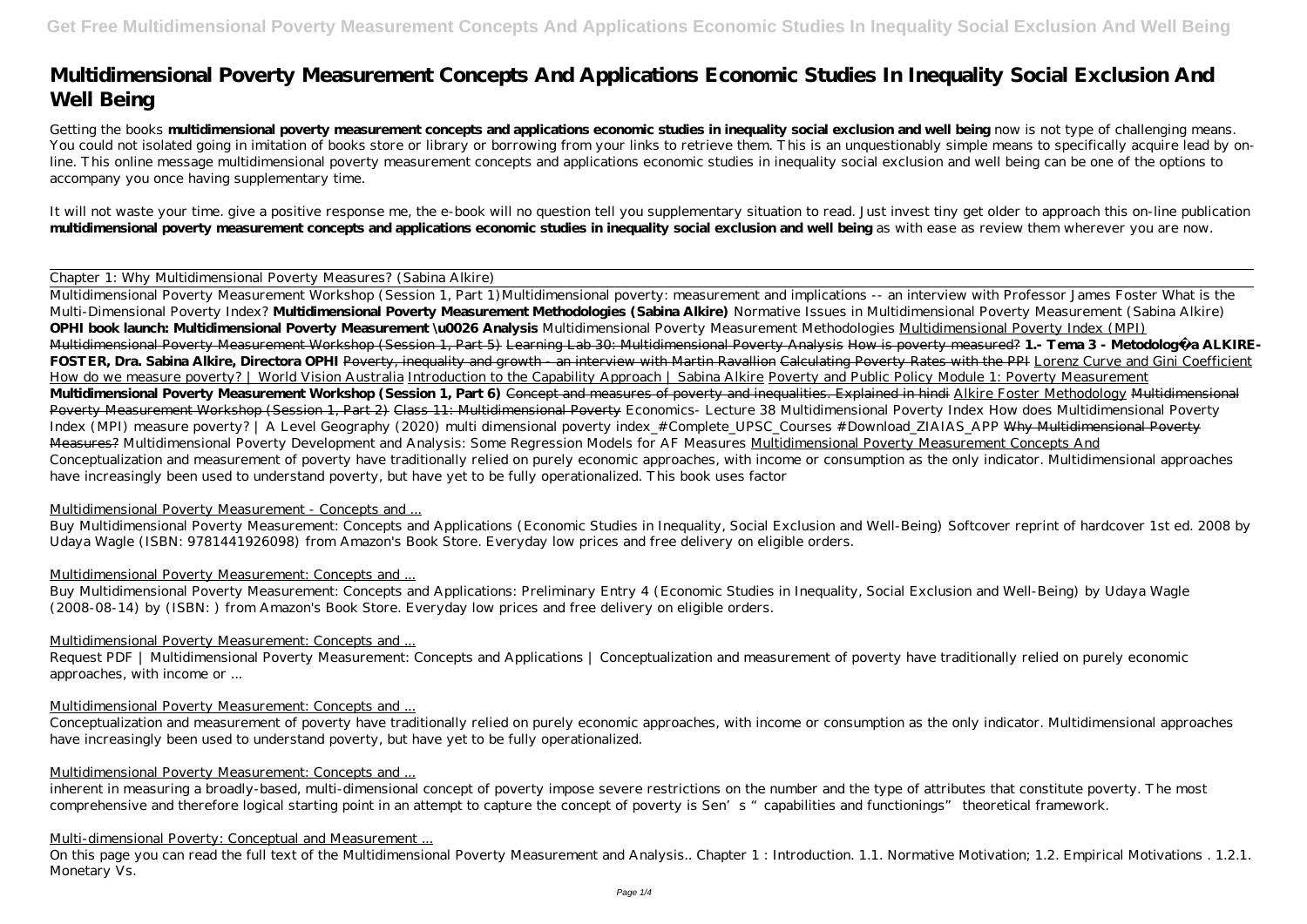# Multidimensional Poverty Measurement Concepts And Applications Economic Studies In Inequality Social Exclusion And Well Being

Getting the books **multidimensional poverty measurement concepts and applications economic studies in inequality social exclusion and well being** now is not type of challenging means. You could not isolated going in imitation of books store or library or borrowing from your links to retrieve them. This is an unquestionably simple means to specifically acquire lead by on-line. This online message multidimensional poverty measurement concepts and applications economic studies in inequality social exclusion and well being can be one of the options to accompany you once having supplementary time.

It will not waste your time. give a positive response me, the e-book will no question tell you supplementary situation to read. Just invest tiny get older to approach this on-line publication **multidimensional poverty measurement concepts and applications economic studies in inequality social exclusion and well being** as with ease as review them wherever you are now.

Chapter 1: Why Multidimensional Poverty Measures? (Sabina Alkire)

Multidimensional Poverty Measurement Workshop (Session 1, Part 1)*Multidimensional poverty: measurement and implications -- an interview with Professor James Foster* *What is the Multi-Dimensional Poverty Index?* **Multidimensional Poverty Measurement Methodologies (Sabina Alkire)** *Normative Issues in Multidimensional Poverty Measurement (Sabina Alkire)* **OPHI book launch: Multidimensional Poverty Measurement \u0026 Analysis** *Multidimensional Poverty Measurement Methodologies* Multidimensional Poverty Index (MPI) ~~Multidimensional Poverty Measurement Workshop (Session 1, Part 5)~~ ~~Learning Lab 30: Multidimensional Poverty Analysis~~ ~~How is poverty measured?~~ **1.- Tema 3 - Metodologí a ALKIRE-FOSTER, Dra. Sabina Alkire, Directora OPHI** ~~Poverty, inequality and growth - an interview with Martin Ravallion~~ ~~Calculating Poverty Rates with the PPI~~ Lorenz Curve and Gini Coefficient How do we measure poverty? | World Vision Australia Introduction to the Capability Approach | Sabina Alkire Poverty and Public Policy Module 1: Poverty Measurement **Multidimensional Poverty Measurement Workshop (Session 1, Part 6)** ~~Concept and measures of poverty and inequalities. Explained in hindi~~ Alkire Foster Methodology ~~Multidimensional Poverty Measurement Workshop (Session 1, Part 2)~~ ~~Class 11: Multidimensional Poverty~~ *Economics- Lecture 38 Multidimensional Poverty Index* *How does Multidimensional Poverty Index (MPI) measure poverty? | A Level Geography (2020)* *multi dimensional poverty index_#Complete_UPSC_Courses #Download_ZIAIAS_APP* ~~Why Multidimensional Poverty Measures?~~ *Multidimensional Poverty Development and Analysis: Some Regression Models for AF Measures* Multidimensional Poverty Measurement Concepts And

Conceptualization and measurement of poverty have traditionally relied on purely economic approaches, with income or consumption as the only indicator. Multidimensional approaches have increasingly been used to understand poverty, but have yet to be fully operationalized. This book uses factor

Multidimensional Poverty Measurement - Concepts and ...

Buy Multidimensional Poverty Measurement: Concepts and Applications (Economic Studies in Inequality, Social Exclusion and Well-Being) Softcover reprint of hardcover 1st ed. 2008 by Udaya Wagle (ISBN: 9781441926098) from Amazon's Book Store. Everyday low prices and free delivery on eligible orders.

Multidimensional Poverty Measurement: Concepts and ...

Buy Multidimensional Poverty Measurement: Concepts and Applications: Preliminary Entry 4 (Economic Studies in Inequality, Social Exclusion and Well-Being) by Udaya Wagle (2008-08-14) by (ISBN: ) from Amazon's Book Store. Everyday low prices and free delivery on eligible orders.

Multidimensional Poverty Measurement: Concepts and ...

Request PDF | Multidimensional Poverty Measurement: Concepts and Applications | Conceptualization and measurement of poverty have traditionally relied on purely economic approaches, with income or ...

Multidimensional Poverty Measurement: Concepts and ...

Conceptualization and measurement of poverty have traditionally relied on purely economic approaches, with income or consumption as the only indicator. Multidimensional approaches have increasingly been used to understand poverty, but have yet to be fully operationalized.

Multidimensional Poverty Measurement: Concepts and ...

inherent in measuring a broadly-based, multi-dimensional concept of poverty impose severe restrictions on the number and the type of attributes that constitute poverty. The most comprehensive and therefore logical starting point in an attempt to capture the concept of poverty is Sen's "capabilities and functionings" theoretical framework.

Multi-dimensional Poverty: Conceptual and Measurement ...

On this page you can read the full text of the Multidimensional Poverty Measurement and Analysis.. Chapter 1 : Introduction. 1.1. Normative Motivation; 1.2. Empirical Motivations . 1.2.1. Monetary Vs.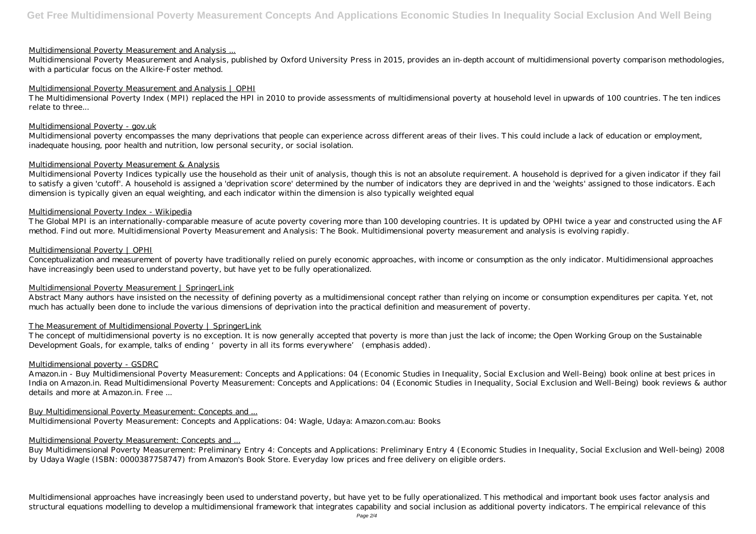Multidimensional Poverty Measurement and Analysis ...

Multidimensional Poverty Measurement and Analysis, published by Oxford University Press in 2015, provides an in-depth account of multidimensional poverty comparison methodologies, with a particular focus on the Alkire-Foster method.

Multidimensional Poverty Measurement and Analysis | OPHI

The Multidimensional Poverty Index (MPI) replaced the HPI in 2010 to provide assessments of multidimensional poverty at household level in upwards of 100 countries. The ten indices relate to three...

Multidimensional Poverty - gov.uk

Multidimensional poverty encompasses the many deprivations that people can experience across different areas of their lives. This could include a lack of education or employment, inadequate housing, poor health and nutrition, low personal security, or social isolation.

Multidimensional Poverty Measurement & Analysis

Multidimensional Poverty Indices typically use the household as their unit of analysis, though this is not an absolute requirement. A household is deprived for a given indicator if they fail to satisfy a given 'cutoff'. A household is assigned a 'deprivation score' determined by the number of indicators they are deprived in and the 'weights' assigned to those indicators. Each dimension is typically given an equal weighting, and each indicator within the dimension is also typically weighted equal

Multidimensional Poverty Index - Wikipedia

The Global MPI is an internationally-comparable measure of acute poverty covering more than 100 developing countries. It is updated by OPHI twice a year and constructed using the AF method. Find out more. Multidimensional Poverty Measurement and Analysis: The Book. Multidimensional poverty measurement and analysis is evolving rapidly.

Multidimensional Poverty | OPHI

Conceptualization and measurement of poverty have traditionally relied on purely economic approaches, with income or consumption as the only indicator. Multidimensional approaches have increasingly been used to understand poverty, but have yet to be fully operationalized.

Multidimensional Poverty Measurement | SpringerLink

Abstract Many authors have insisted on the necessity of defining poverty as a multidimensional concept rather than relying on income or consumption expenditures per capita. Yet, not much has actually been done to include the various dimensions of deprivation into the practical definition and measurement of poverty.

The Measurement of Multidimensional Poverty | SpringerLink

The concept of multidimensional poverty is no exception. It is now generally accepted that poverty is more than just the lack of income; the Open Working Group on the Sustainable Development Goals, for example, talks of ending 'poverty in all its forms everywhere' (emphasis added).

Multidimensional poverty - GSDRC

Amazon.in - Buy Multidimensional Poverty Measurement: Concepts and Applications: 04 (Economic Studies in Inequality, Social Exclusion and Well-Being) book online at best prices in India on Amazon.in. Read Multidimensional Poverty Measurement: Concepts and Applications: 04 (Economic Studies in Inequality, Social Exclusion and Well-Being) book reviews & author details and more at Amazon.in. Free ...

Buy Multidimensional Poverty Measurement: Concepts and ...

Multidimensional Poverty Measurement: Concepts and Applications: 04: Wagle, Udaya: Amazon.com.au: Books

Multidimensional Poverty Measurement: Concepts and ...

Buy Multidimensional Poverty Measurement: Preliminary Entry 4: Concepts and Applications: Preliminary Entry 4 (Economic Studies in Inequality, Social Exclusion and Well-being) 2008 by Udaya Wagle (ISBN: 0000387758747) from Amazon's Book Store. Everyday low prices and free delivery on eligible orders.

Multidimensional approaches have increasingly been used to understand poverty, but have yet to be fully operationalized. This methodical and important book uses factor analysis and structural equations modelling to develop a multidimensional framework that integrates capability and social inclusion as additional poverty indicators. The empirical relevance of this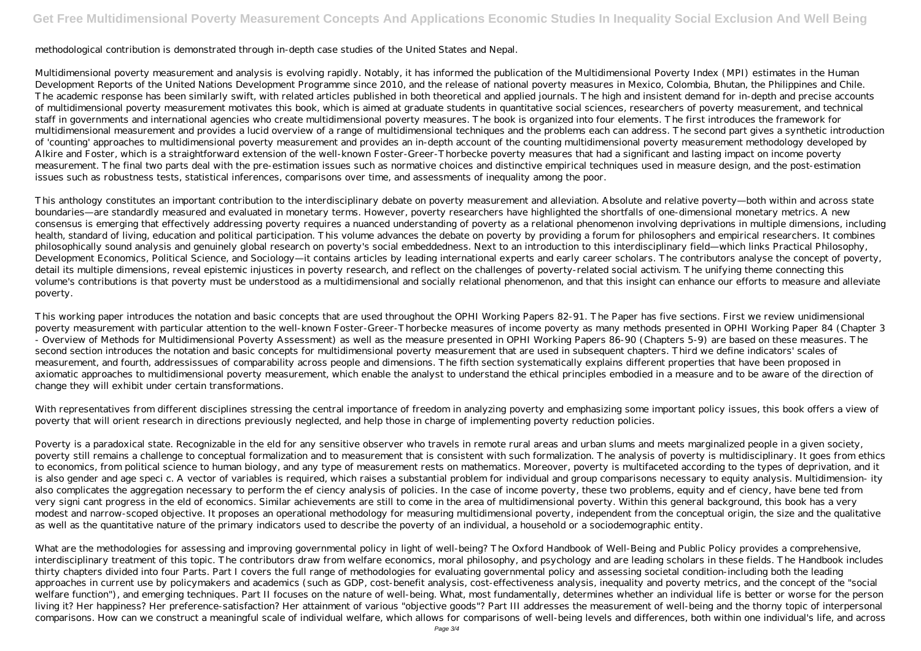methodological contribution is demonstrated through in-depth case studies of the United States and Nepal.

Multidimensional poverty measurement and analysis is evolving rapidly. Notably, it has informed the publication of the Multidimensional Poverty Index (MPI) estimates in the Human Development Reports of the United Nations Development Programme since 2010, and the release of national poverty measures in Mexico, Colombia, Bhutan, the Philippines and Chile. The academic response has been similarly swift, with related articles published in both theoretical and applied journals. The high and insistent demand for in-depth and precise accounts of multidimensional poverty measurement motivates this book, which is aimed at graduate students in quantitative social sciences, researchers of poverty measurement, and technical staff in governments and international agencies who create multidimensional poverty measures. The book is organized into four elements. The first introduces the framework for multidimensional measurement and provides a lucid overview of a range of multidimensional techniques and the problems each can address. The second part gives a synthetic introduction of 'counting' approaches to multidimensional poverty measurement and provides an in-depth account of the counting multidimensional poverty measurement methodology developed by Alkire and Foster, which is a straightforward extension of the well-known Foster-Greer-Thorbecke poverty measures that had a significant and lasting impact on income poverty measurement. The final two parts deal with the pre-estimation issues such as normative choices and distinctive empirical techniques used in measure design, and the post-estimation issues such as robustness tests, statistical inferences, comparisons over time, and assessments of inequality among the poor.

This anthology constitutes an important contribution to the interdisciplinary debate on poverty measurement and alleviation. Absolute and relative poverty—both within and across state boundaries—are standardly measured and evaluated in monetary terms. However, poverty researchers have highlighted the shortfalls of one-dimensional monetary metrics. A new consensus is emerging that effectively addressing poverty requires a nuanced understanding of poverty as a relational phenomenon involving deprivations in multiple dimensions, including health, standard of living, education and political participation. This volume advances the debate on poverty by providing a forum for philosophers and empirical researchers. It combines philosophically sound analysis and genuinely global research on poverty's social embeddedness. Next to an introduction to this interdisciplinary field—which links Practical Philosophy, Development Economics, Political Science, and Sociology—it contains articles by leading international experts and early career scholars. The contributors analyse the concept of poverty, detail its multiple dimensions, reveal epistemic injustices in poverty research, and reflect on the challenges of poverty-related social activism. The unifying theme connecting this volume's contributions is that poverty must be understood as a multidimensional and socially relational phenomenon, and that this insight can enhance our efforts to measure and alleviate poverty.

This working paper introduces the notation and basic concepts that are used throughout the OPHI Working Papers 82-91. The Paper has five sections. First we review unidimensional poverty measurement with particular attention to the well-known Foster-Greer-Thorbecke measures of income poverty as many methods presented in OPHI Working Paper 84 (Chapter 3 - Overview of Methods for Multidimensional Poverty Assessment) as well as the measure presented in OPHI Working Papers 86-90 (Chapters 5-9) are based on these measures. The second section introduces the notation and basic concepts for multidimensional poverty measurement that are used in subsequent chapters. Third we define indicators' scales of measurement, and fourth, addressissues of comparability across people and dimensions. The fifth section systematically explains different properties that have been proposed in axiomatic approaches to multidimensional poverty measurement, which enable the analyst to understand the ethical principles embodied in a measure and to be aware of the direction of change they will exhibit under certain transformations.

With representatives from different disciplines stressing the central importance of freedom in analyzing poverty and emphasizing some important policy issues, this book offers a view of poverty that will orient research in directions previously neglected, and help those in charge of implementing poverty reduction policies.

Poverty is a paradoxical state. Recognizable in the eld for any sensitive observer who travels in remote rural areas and urban slums and meets marginalized people in a given society, poverty still remains a challenge to conceptual formalization and to measurement that is consistent with such formalization. The analysis of poverty is multidisciplinary. It goes from ethics to economics, from political science to human biology, and any type of measurement rests on mathematics. Moreover, poverty is multifaceted according to the types of deprivation, and it is also gender and age speci c. A vector of variables is required, which raises a substantial problem for individual and group comparisons necessary to equity analysis. Multidimension- ity also complicates the aggregation necessary to perform the ef ciency analysis of policies. In the case of income poverty, these two problems, equity and ef ciency, have bene ted from very signi cant progress in the eld of economics. Similar achievements are still to come in the area of multidimensional poverty. Within this general background, this book has a very modest and narrow-scoped objective. It proposes an operational methodology for measuring multidimensional poverty, independent from the conceptual origin, the size and the qualitative as well as the quantitative nature of the primary indicators used to describe the poverty of an individual, a household or a sociodemographic entity.

What are the methodologies for assessing and improving governmental policy in light of well-being? The Oxford Handbook of Well-Being and Public Policy provides a comprehensive, interdisciplinary treatment of this topic. The contributors draw from welfare economics, moral philosophy, and psychology and are leading scholars in these fields. The Handbook includes thirty chapters divided into four Parts. Part I covers the full range of methodologies for evaluating governmental policy and assessing societal condition-including both the leading approaches in current use by policymakers and academics (such as GDP, cost-benefit analysis, cost-effectiveness analysis, inequality and poverty metrics, and the concept of the "social welfare function"), and emerging techniques. Part II focuses on the nature of well-being. What, most fundamentally, determines whether an individual life is better or worse for the person living it? Her happiness? Her preference-satisfaction? Her attainment of various "objective goods"? Part III addresses the measurement of well-being and the thorny topic of interpersonal comparisons. How can we construct a meaningful scale of individual welfare, which allows for comparisons of well-being levels and differences, both within one individual's life, and across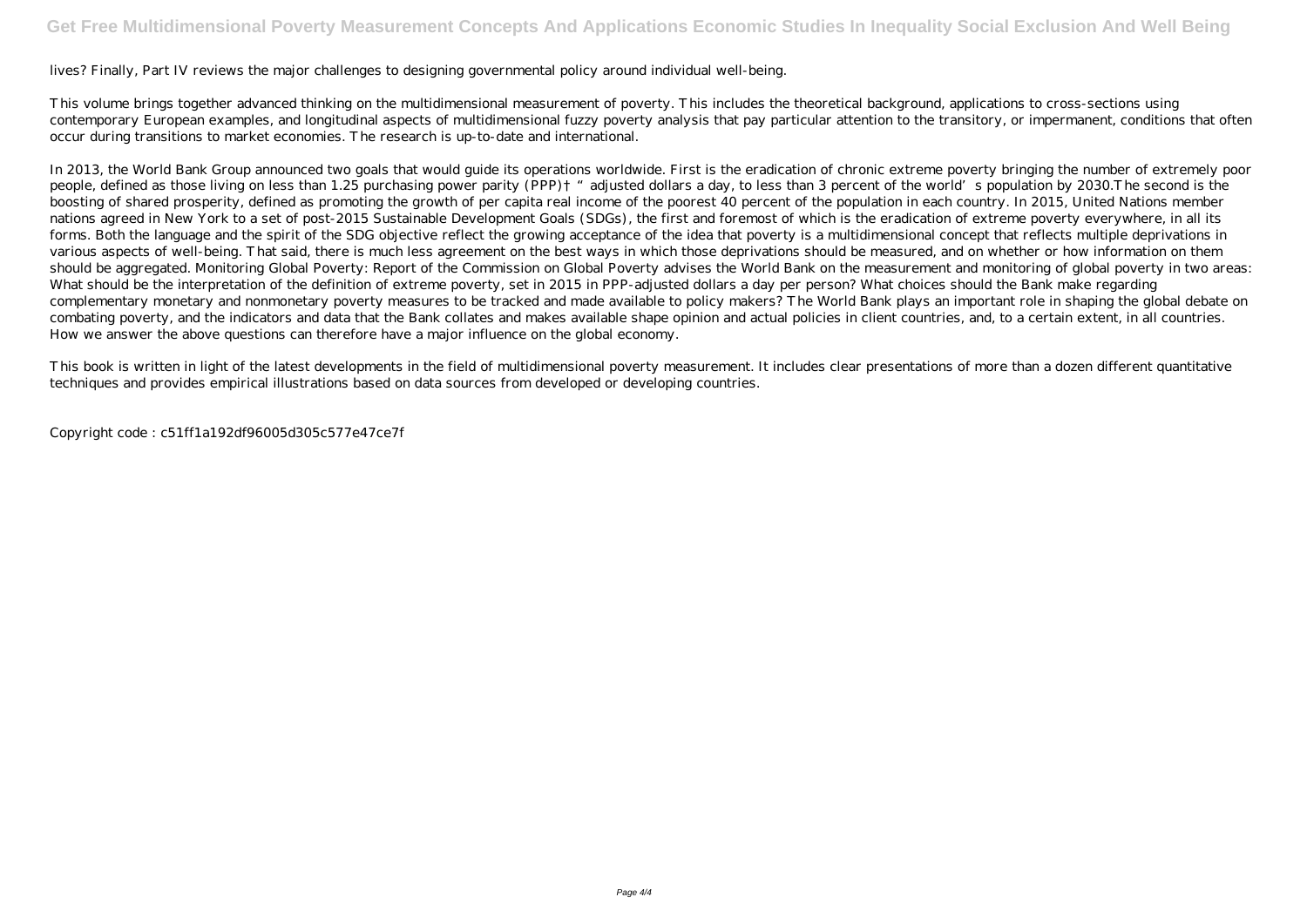lives? Finally, Part IV reviews the major challenges to designing governmental policy around individual well-being.

This volume brings together advanced thinking on the multidimensional measurement of poverty. This includes the theoretical background, applications to cross-sections using contemporary European examples, and longitudinal aspects of multidimensional fuzzy poverty analysis that pay particular attention to the transitory, or impermanent, conditions that often occur during transitions to market economies. The research is up-to-date and international.

In 2013, the World Bank Group announced two goals that would guide its operations worldwide. First is the eradication of chronic extreme poverty bringing the number of extremely poor people, defined as those living on less than 1.25 purchasing power parity (PPP)† " adjusted dollars a day, to less than 3 percent of the world' s population by 2030.The second is the boosting of shared prosperity, defined as promoting the growth of per capita real income of the poorest 40 percent of the population in each country. In 2015, United Nations member nations agreed in New York to a set of post-2015 Sustainable Development Goals (SDGs), the first and foremost of which is the eradication of extreme poverty everywhere, in all its forms. Both the language and the spirit of the SDG objective reflect the growing acceptance of the idea that poverty is a multidimensional concept that reflects multiple deprivations in various aspects of well-being. That said, there is much less agreement on the best ways in which those deprivations should be measured, and on whether or how information on them should be aggregated. Monitoring Global Poverty: Report of the Commission on Global Poverty advises the World Bank on the measurement and monitoring of global poverty in two areas: What should be the interpretation of the definition of extreme poverty, set in 2015 in PPP-adjusted dollars a day per person? What choices should the Bank make regarding complementary monetary and nonmonetary poverty measures to be tracked and made available to policy makers? The World Bank plays an important role in shaping the global debate on combating poverty, and the indicators and data that the Bank collates and makes available shape opinion and actual policies in client countries, and, to a certain extent, in all countries. How we answer the above questions can therefore have a major influence on the global economy.

This book is written in light of the latest developments in the field of multidimensional poverty measurement. It includes clear presentations of more than a dozen different quantitative techniques and provides empirical illustrations based on data sources from developed or developing countries.

Copyright code : c51ff1a192df96005d305c577e47ce7f